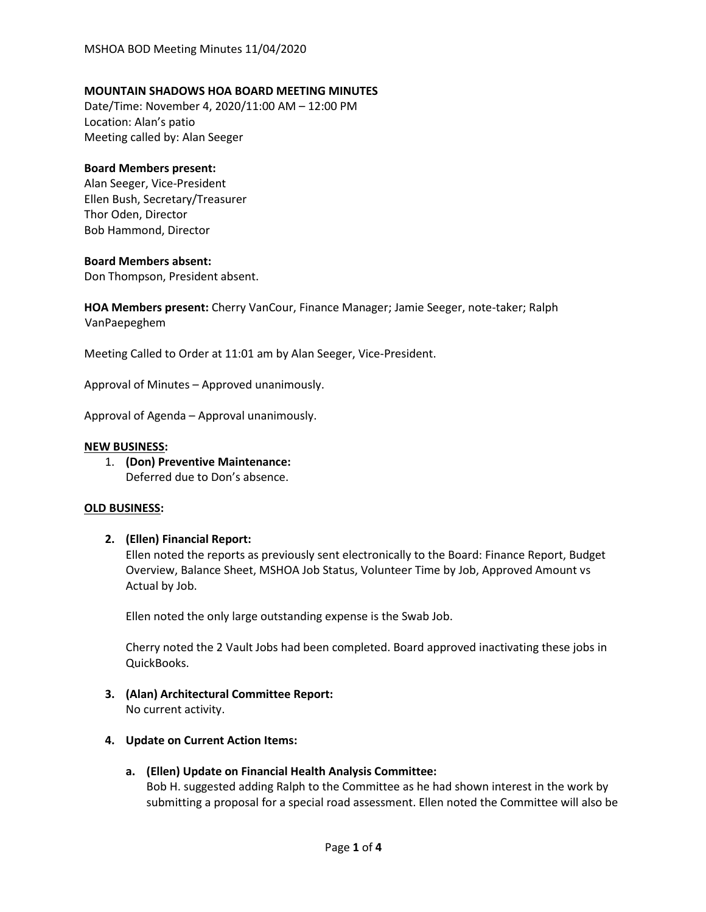**MOUNTAIN SHADOWS HOA BOARD MEETING MINUTES**

Date/Time: November 4, 2020/11:00 AM – 12:00 PM
Location: Alan's patio
Meeting called by: Alan Seeger

**Board Members present:**
Alan Seeger, Vice-President
Ellen Bush, Secretary/Treasurer
Thor Oden, Director
Bob Hammond, Director

**Board Members absent:**
Don Thompson, President absent.

**HOA Members present:** Cherry VanCour, Finance Manager; Jamie Seeger, note-taker; Ralph VanPaepeghem

Meeting Called to Order at 11:01 am by Alan Seeger, Vice-President.

Approval of Minutes – Approved unanimously.

Approval of Agenda – Approval unanimously.

**NEW BUSINESS:**

1. **(Don) Preventive Maintenance:**
   Deferred due to Don's absence.

**OLD BUSINESS:**

2. **(Ellen) Financial Report:**
   Ellen noted the reports as previously sent electronically to the Board: Finance Report, Budget Overview, Balance Sheet, MSHOA Job Status, Volunteer Time by Job, Approved Amount vs Actual by Job.

   Ellen noted the only large outstanding expense is the Swab Job.

   Cherry noted the 2 Vault Jobs had been completed. Board approved inactivating these jobs in QuickBooks.

3. **(Alan) Architectural Committee Report:**
   No current activity.

4. **Update on Current Action Items:**

   a. **(Ellen) Update on Financial Health Analysis Committee:**
   Bob H. suggested adding Ralph to the Committee as he had shown interest in the work by submitting a proposal for a special road assessment. Ellen noted the Committee will also be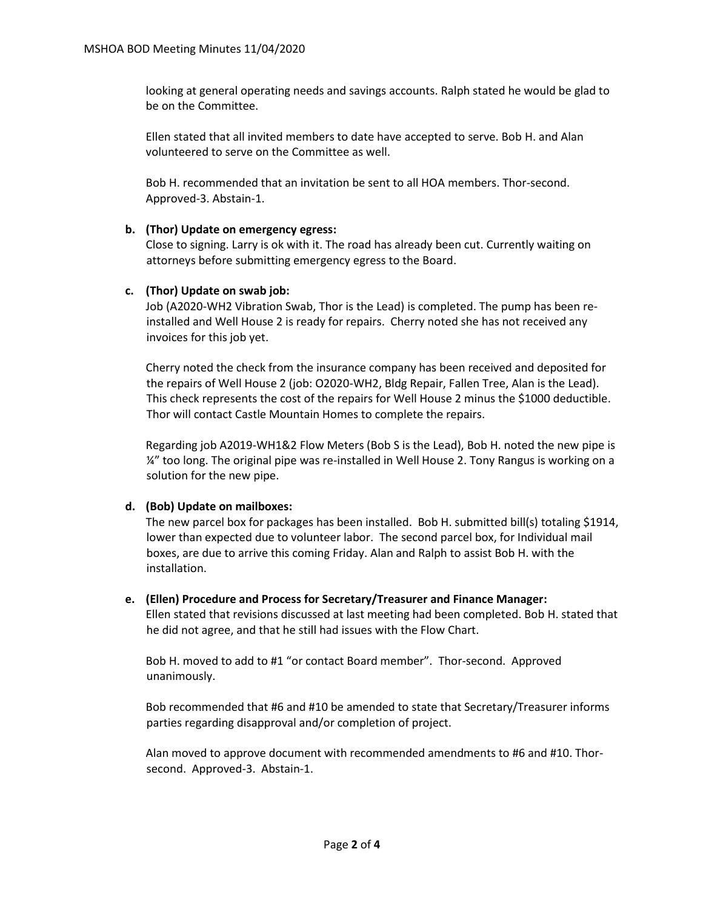looking at general operating needs and savings accounts. Ralph stated he would be glad to be on the Committee.

Ellen stated that all invited members to date have accepted to serve. Bob H. and Alan volunteered to serve on the Committee as well.

Bob H. recommended that an invitation be sent to all HOA members. Thor-second. Approved-3. Abstain-1.

**b. (Thor) Update on emergency egress:**

Close to signing. Larry is ok with it. The road has already been cut. Currently waiting on attorneys before submitting emergency egress to the Board.

**c. (Thor) Update on swab job:**

Job (A2020-WH2 Vibration Swab, Thor is the Lead) is completed. The pump has been re-installed and Well House 2 is ready for repairs. Cherry noted she has not received any invoices for this job yet.

Cherry noted the check from the insurance company has been received and deposited for the repairs of Well House 2 (job: O2020-WH2, Bldg Repair, Fallen Tree, Alan is the Lead). This check represents the cost of the repairs for Well House 2 minus the $1000 deductible. Thor will contact Castle Mountain Homes to complete the repairs.

Regarding job A2019-WH1&2 Flow Meters (Bob S is the Lead), Bob H. noted the new pipe is ¼" too long. The original pipe was re-installed in Well House 2. Tony Rangus is working on a solution for the new pipe.

**d. (Bob) Update on mailboxes:**

The new parcel box for packages has been installed. Bob H. submitted bill(s) totaling $1914, lower than expected due to volunteer labor. The second parcel box, for Individual mail boxes, are due to arrive this coming Friday. Alan and Ralph to assist Bob H. with the installation.

**e. (Ellen) Procedure and Process for Secretary/Treasurer and Finance Manager:**

Ellen stated that revisions discussed at last meeting had been completed. Bob H. stated that he did not agree, and that he still had issues with the Flow Chart.

Bob H. moved to add to #1 "or contact Board member". Thor-second. Approved unanimously.

Bob recommended that #6 and #10 be amended to state that Secretary/Treasurer informs parties regarding disapproval and/or completion of project.

Alan moved to approve document with recommended amendments to #6 and #10. Thor-second. Approved-3. Abstain-1.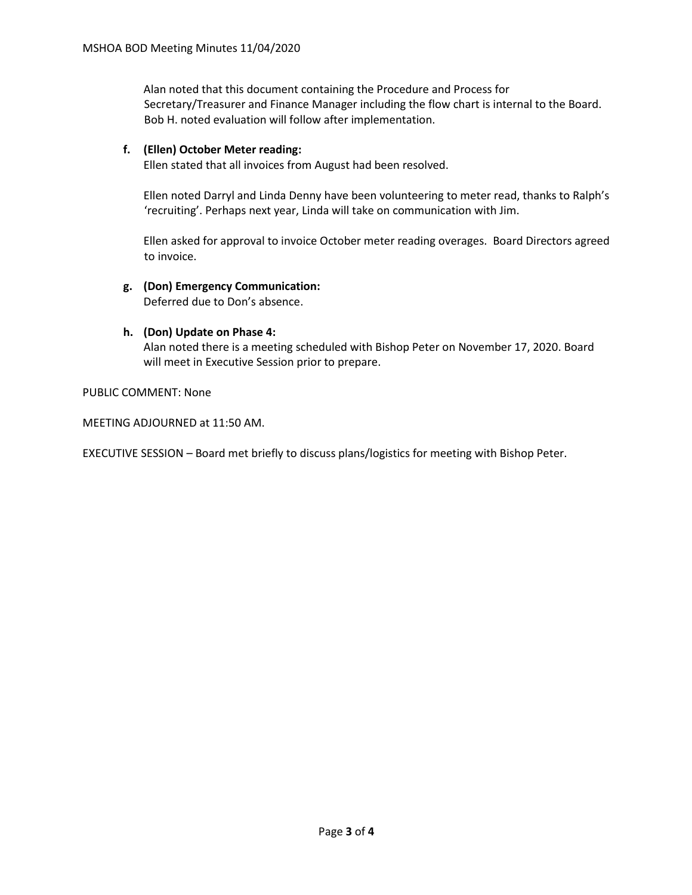Alan noted that this document containing the Procedure and Process for Secretary/Treasurer and Finance Manager including the flow chart is internal to the Board. Bob H. noted evaluation will follow after implementation.

**f. (Ellen) October Meter reading:**

Ellen stated that all invoices from August had been resolved.

Ellen noted Darryl and Linda Denny have been volunteering to meter read, thanks to Ralph's 'recruiting'. Perhaps next year, Linda will take on communication with Jim.

Ellen asked for approval to invoice October meter reading overages. Board Directors agreed to invoice.

**g. (Don) Emergency Communication:**

Deferred due to Don's absence.

**h. (Don) Update on Phase 4:**

Alan noted there is a meeting scheduled with Bishop Peter on November 17, 2020. Board will meet in Executive Session prior to prepare.

PUBLIC COMMENT: None

MEETING ADJOURNED at 11:50 AM.

EXECUTIVE SESSION – Board met briefly to discuss plans/logistics for meeting with Bishop Peter.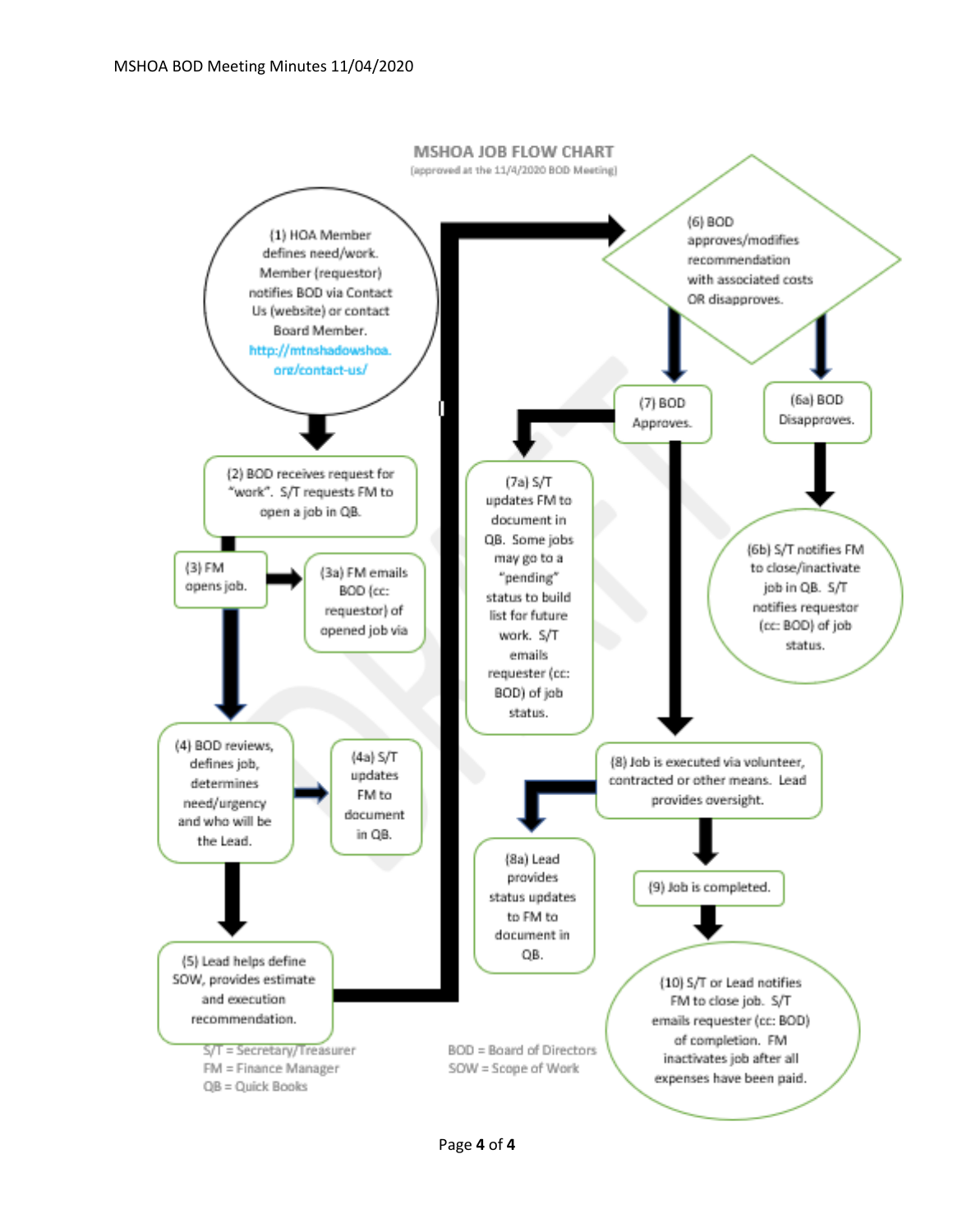## MSHOA JOB FLOW CHART

(approved at the 11/4/2020 BOD Meeting)

(1) HOA Member defines need/work. Member (requestor) notifies BOD via Contact Us (website) or contact Board Member. http://mtnshadowshoa.org/contact-us/

(2) BOD receives request for "work". S/T requests FM to open a job in QB.

(3) FM opens job.

(3a) FM emails BOD (cc: requestor) of opened job via

(4) BOD reviews, defines job, determines need/urgency and who will be the Lead.

(4a) S/T updates FM to document in QB.

(5) Lead helps define SOW, provides estimate and execution recommendation.

(6) BOD approves/modifies recommendation with associated costs OR disapproves.

(6a) BOD Disapproves.

(6b) S/T notifies FM to close/inactivate job in QB. S/T notifies requestor (cc: BOD) of job status.

(7) BOD Approves.

(7a) S/T updates FM to document in QB. Some jobs may go to a "pending" status to build list for future work. S/T emails requester (cc: BOD) of job status.

(8) Job is executed via volunteer, contracted or other means. Lead provides oversight.

(8a) Lead provides status updates to FM to document in QB.

(9) Job is completed.

(10) S/T or Lead notifies FM to close job. S/T emails requester (cc: BOD) of completion. FM inactivates job after all expenses have been paid.

S/T = Secretary/Treasurer
FM = Finance Manager
QB = Quick Books

BOD = Board of Directors
SOW = Scope of Work